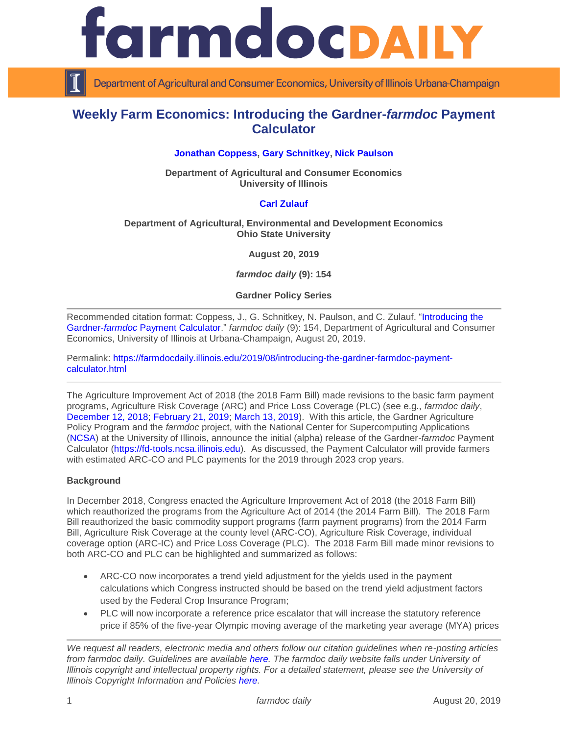# Weekly Farm Economics: Introducing the Gardner-*farmdoc* Payment Calculator

**Jonathan Coppess, Gary Schnitkey, Nick Paulson**

**Department of Agricultural and Consumer Economics**
**University of Illinois**

**Carl Zulauf**

**Department of Agricultural, Environmental and Development Economics**
**Ohio State University**

**August 20, 2019**

***farmdoc daily* (9): 154**

**Gardner Policy Series**

Recommended citation format: Coppess, J., G. Schnitkey, N. Paulson, and C. Zulauf. "Introducing the Gardner-*farmdoc* Payment Calculator." *farmdoc daily* (9): 154, Department of Agricultural and Consumer Economics, University of Illinois at Urbana-Champaign, August 20, 2019.

Permalink: https://farmdocdaily.illinois.edu/2019/08/introducing-the-gardner-farmdoc-payment-calculator.html

---

The Agriculture Improvement Act of 2018 (the 2018 Farm Bill) made revisions to the basic farm payment programs, Agriculture Risk Coverage (ARC) and Price Loss Coverage (PLC) (see e.g., *farmdoc daily*, December 12, 2018; February 21, 2019; March 13, 2019). With this article, the Gardner Agriculture Policy Program and the *farmdoc* project, with the National Center for Supercomputing Applications (NCSA) at the University of Illinois, announce the initial (alpha) release of the Gardner-*farmdoc* Payment Calculator (https://fd-tools.ncsa.illinois.edu). As discussed, the Payment Calculator will provide farmers with estimated ARC-CO and PLC payments for the 2019 through 2023 crop years.

**Background**

In December 2018, Congress enacted the Agriculture Improvement Act of 2018 (the 2018 Farm Bill) which reauthorized the programs from the Agriculture Act of 2014 (the 2014 Farm Bill). The 2018 Farm Bill reauthorized the basic commodity support programs (farm payment programs) from the 2014 Farm Bill, Agriculture Risk Coverage at the county level (ARC-CO), Agriculture Risk Coverage, individual coverage option (ARC-IC) and Price Loss Coverage (PLC). The 2018 Farm Bill made minor revisions to both ARC-CO and PLC can be highlighted and summarized as follows:

- ARC-CO now incorporates a trend yield adjustment for the yields used in the payment calculations which Congress instructed should be based on the trend yield adjustment factors used by the Federal Crop Insurance Program;
- PLC will now incorporate a reference price escalator that will increase the statutory reference price if 85% of the five-year Olympic moving average of the marketing year average (MYA) prices

---

*We request all readers, electronic media and others follow our citation guidelines when re-posting articles from farmdoc daily. Guidelines are available here. The farmdoc daily website falls under University of Illinois copyright and intellectual property rights. For a detailed statement, please see the University of Illinois Copyright Information and Policies here.*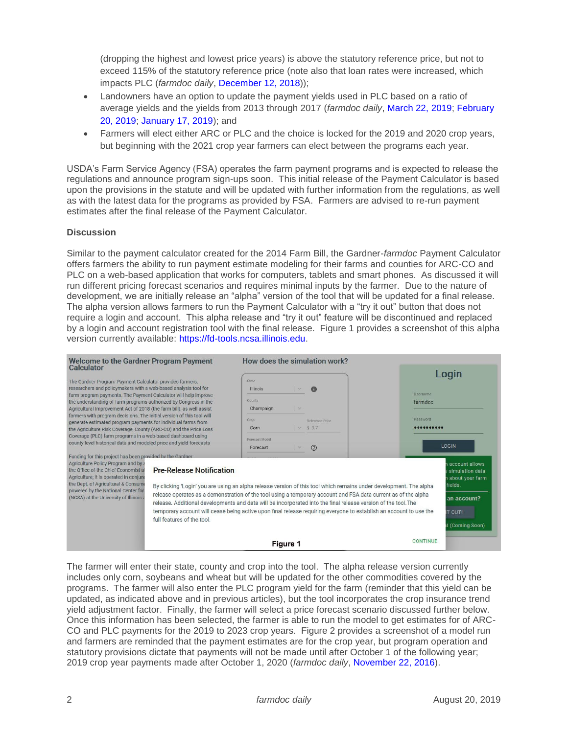(dropping the highest and lowest price years) is above the statutory reference price, but not to exceed 115% of the statutory reference price (note also that loan rates were increased, which impacts PLC (*farmdoc daily*, December 12, 2018));

- Landowners have an option to update the payment yields used in PLC based on a ratio of average yields and the yields from 2013 through 2017 (*farmdoc daily*, March 22, 2019; February 20, 2019; January 17, 2019); and
- Farmers will elect either ARC or PLC and the choice is locked for the 2019 and 2020 crop years, but beginning with the 2021 crop year farmers can elect between the programs each year.

USDA's Farm Service Agency (FSA) operates the farm payment programs and is expected to release the regulations and announce program sign-ups soon. This initial release of the Payment Calculator is based upon the provisions in the statute and will be updated with further information from the regulations, as well as with the latest data for the programs as provided by FSA. Farmers are advised to re-run payment estimates after the final release of the Payment Calculator.

**Discussion**

Similar to the payment calculator created for the 2014 Farm Bill, the Gardner-*farmdoc* Payment Calculator offers farmers the ability to run payment estimate modeling for their farms and counties for ARC-CO and PLC on a web-based application that works for computers, tablets and smart phones. As discussed it will run different pricing forecast scenarios and requires minimal inputs by the farmer. Due to the nature of development, we are initially release an "alpha" version of the tool that will be updated for a final release. The alpha version allows farmers to run the Payment Calculator with a "try it out" button that does not require a login and account. This alpha release and "try it out" feature will be discontinued and replaced by a login and account registration tool with the final release. Figure 1 provides a screenshot of this alpha version currently available: https://fd-tools.ncsa.illinois.edu.

Figure 1

The farmer will enter their state, county and crop into the tool. The alpha release version currently includes only corn, soybeans and wheat but will be updated for the other commodities covered by the programs. The farmer will also enter the PLC program yield for the farm (reminder that this yield can be updated, as indicated above and in previous articles), but the tool incorporates the crop insurance trend yield adjustment factor. Finally, the farmer will select a price forecast scenario discussed further below. Once this information has been selected, the farmer is able to run the model to get estimates for of ARC-CO and PLC payments for the 2019 to 2023 crop years. Figure 2 provides a screenshot of a model run and farmers are reminded that the payment estimates are for the crop year, but program operation and statutory provisions dictate that payments will not be made until after October 1 of the following year; 2019 crop year payments made after October 1, 2020 (*farmdoc daily*, November 22, 2016).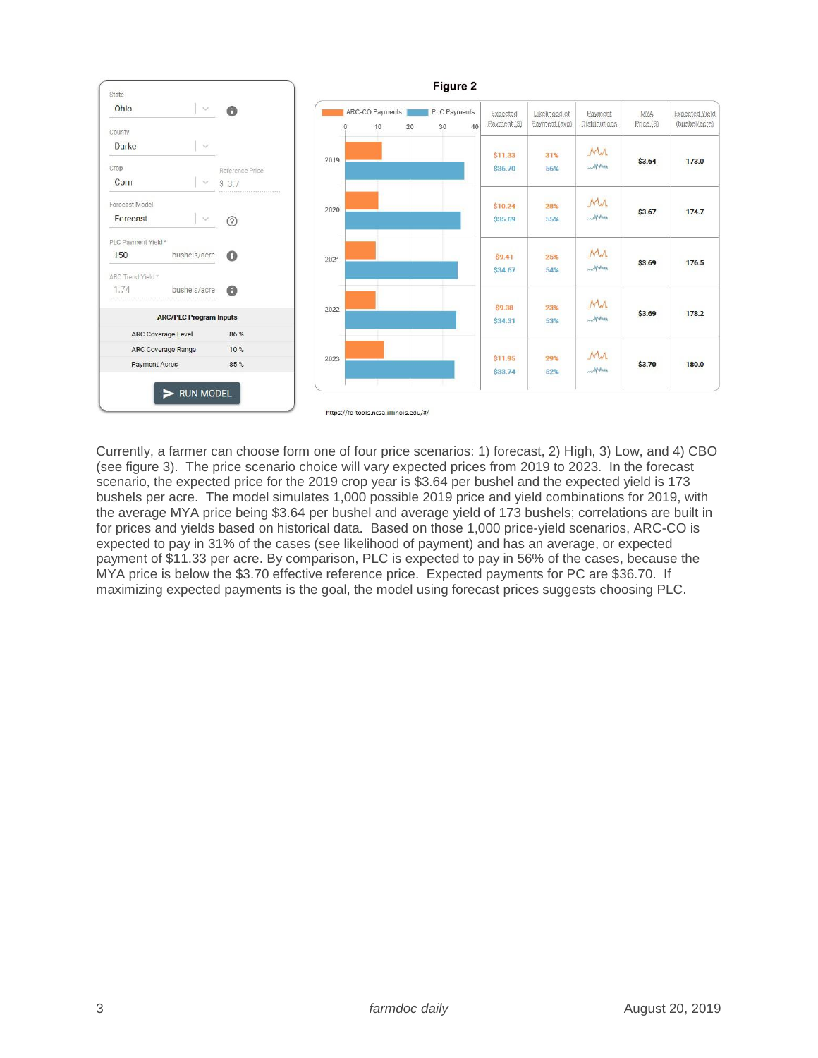**Figure 2**

| State | Ohio |
|---|---|
| County | Darke |
| Crop | Corn |
| Reference Price | $ 3.7 |
| Forecast Model | Forecast |
| PLC Payment Yield * | 150 bushels/acre |
| ARC Trend Yield * | 1.74 bushels/acre |

**ARC/PLC Program Inputs**

| | |
|---|---|
| ARC Coverage Level | 86 % |
| ARC Coverage Range | 10 % |
| Payment Acres | 85 % |

RUN MODEL

| Year | Expected Payment ($) | Likelihood of Payment (avg) | MYA Price ($) | Expected Yield (bushel/acre) |
|---|---|---|---|---|
| 2019 | $11.33 / $36.70 | 31% / 56% | $3.64 | 173.0 |
| 2020 | $10.24 / $35.69 | 28% / 55% | $3.67 | 174.7 |
| 2021 | $9.41 / $34.67 | 25% / 54% | $3.69 | 176.5 |
| 2022 | $9.38 / $34.31 | 23% / 53% | $3.69 | 178.2 |
| 2023 | $11.95 / $33.74 | 29% / 52% | $3.70 | 180.0 |

https://fd-tools.ncsa.illinois.edu/#/

Currently, a farmer can choose form one of four price scenarios: 1) forecast, 2) High, 3) Low, and 4) CBO (see figure 3). The price scenario choice will vary expected prices from 2019 to 2023. In the forecast scenario, the expected price for the 2019 crop year is $3.64 per bushel and the expected yield is 173 bushels per acre. The model simulates 1,000 possible 2019 price and yield combinations for 2019, with the average MYA price being $3.64 per bushel and average yield of 173 bushels; correlations are built in for prices and yields based on historical data. Based on those 1,000 price-yield scenarios, ARC-CO is expected to pay in 31% of the cases (see likelihood of payment) and has an average, or expected payment of $11.33 per acre. By comparison, PLC is expected to pay in 56% of the cases, because the MYA price is below the $3.70 effective reference price. Expected payments for PC are $36.70. If maximizing expected payments is the goal, the model using forecast prices suggests choosing PLC.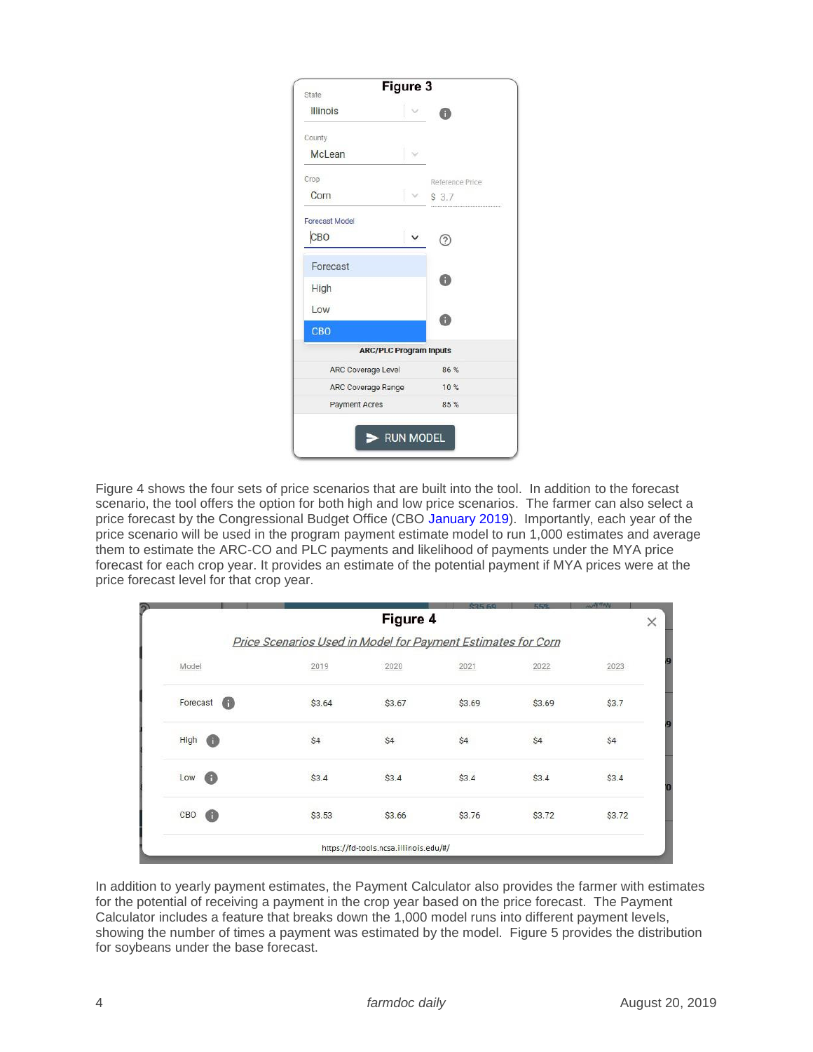**Figure 3**

| | |
|---|---|
| State | Illinois |
| County | McLean |
| Crop | Corn |
| Reference Price | $ 3.7 |
| Forecast Model | CBO |

Forecast
High
Low
CBO

| ARC/PLC Program Inputs | |
|---|---|
| ARC Coverage Level | 86 % |
| ARC Coverage Range | 10 % |
| Payment Acres | 85 % |

RUN MODEL

Figure 4 shows the four sets of price scenarios that are built into the tool. In addition to the forecast scenario, the tool offers the option for both high and low price scenarios. The farmer can also select a price forecast by the Congressional Budget Office (CBO January 2019). Importantly, each year of the price scenario will be used in the program payment estimate model to run 1,000 estimates and average them to estimate the ARC-CO and PLC payments and likelihood of payments under the MYA price forecast for each crop year. It provides an estimate of the potential payment if MYA prices were at the price forecast level for that crop year.

**Figure 4**

*Price Scenarios Used in Model for Payment Estimates for Corn*

| Model | 2019 | 2020 | 2021 | 2022 | 2023 |
|---|---|---|---|---|---|
| Forecast | $3.64 | $3.67 | $3.69 | $3.69 | $3.7 |
| High | $4 | $4 | $4 | $4 | $4 |
| Low | $3.4 | $3.4 | $3.4 | $3.4 | $3.4 |
| CBO | $3.53 | $3.66 | $3.76 | $3.72 | $3.72 |

https://fd-tools.ncsa.illinois.edu/#/

In addition to yearly payment estimates, the Payment Calculator also provides the farmer with estimates for the potential of receiving a payment in the crop year based on the price forecast. The Payment Calculator includes a feature that breaks down the 1,000 model runs into different payment levels, showing the number of times a payment was estimated by the model. Figure 5 provides the distribution for soybeans under the base forecast.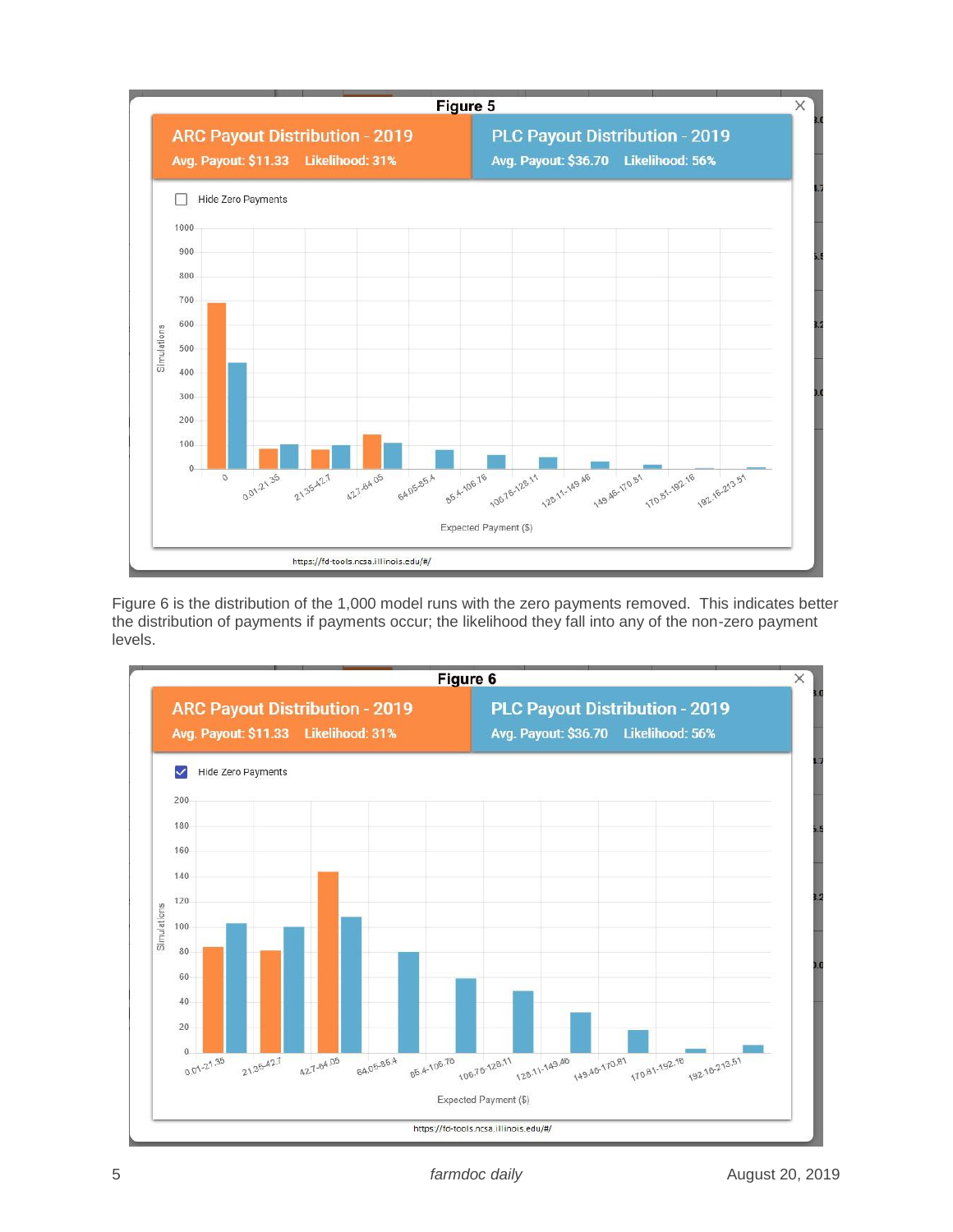**Figure 5**

**ARC Payout Distribution - 2019**
Avg. Payout: $11.33 Likelihood: 31%

**PLC Payout Distribution - 2019**
Avg. Payout: $36.70 Likelihood: 56%

Hide Zero Payments

Figure 6 is the distribution of the 1,000 model runs with the zero payments removed. This indicates better the distribution of payments if payments occur; the likelihood they fall into any of the non-zero payment levels.

**Figure 6**

**ARC Payout Distribution - 2019**
Avg. Payout: $11.33 Likelihood: 31%

**PLC Payout Distribution - 2019**
Avg. Payout: $36.70 Likelihood: 56%

Hide Zero Payments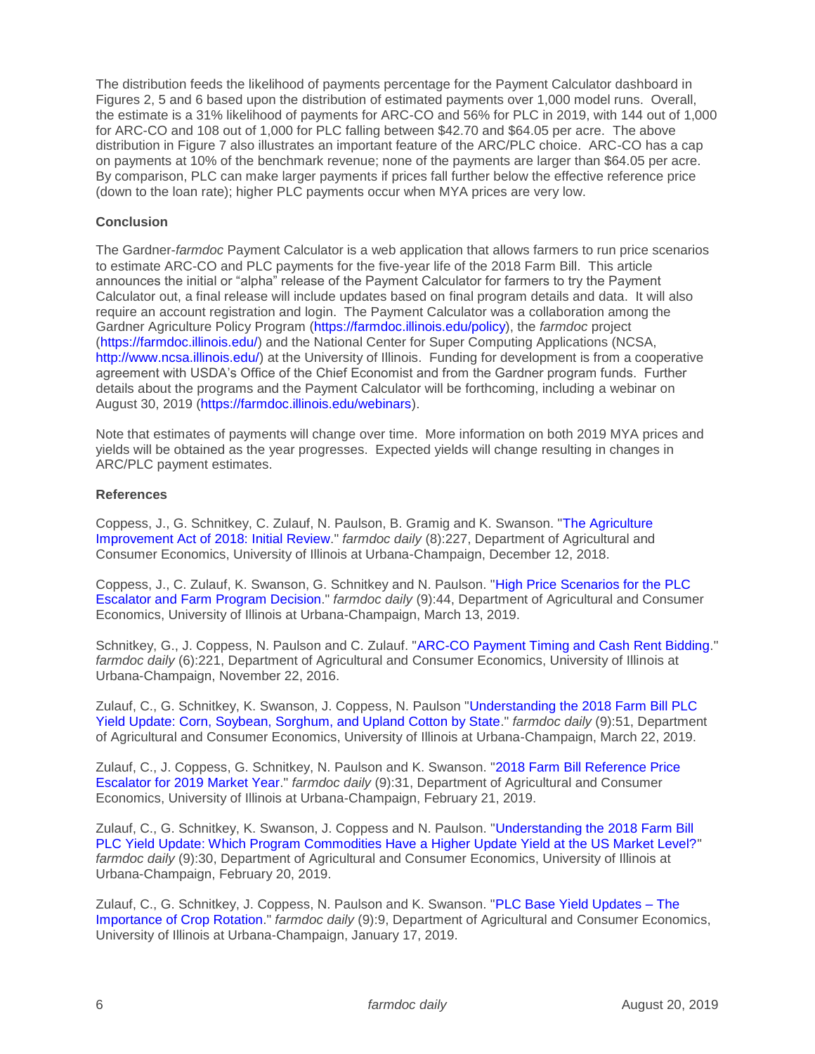The distribution feeds the likelihood of payments percentage for the Payment Calculator dashboard in Figures 2, 5 and 6 based upon the distribution of estimated payments over 1,000 model runs. Overall, the estimate is a 31% likelihood of payments for ARC-CO and 56% for PLC in 2019, with 144 out of 1,000 for ARC-CO and 108 out of 1,000 for PLC falling between $42.70 and $64.05 per acre. The above distribution in Figure 7 also illustrates an important feature of the ARC/PLC choice. ARC-CO has a cap on payments at 10% of the benchmark revenue; none of the payments are larger than $64.05 per acre. By comparison, PLC can make larger payments if prices fall further below the effective reference price (down to the loan rate); higher PLC payments occur when MYA prices are very low.

**Conclusion**

The Gardner-*farmdoc* Payment Calculator is a web application that allows farmers to run price scenarios to estimate ARC-CO and PLC payments for the five-year life of the 2018 Farm Bill. This article announces the initial or "alpha" release of the Payment Calculator for farmers to try the Payment Calculator out, a final release will include updates based on final program details and data. It will also require an account registration and login. The Payment Calculator was a collaboration among the Gardner Agriculture Policy Program (https://farmdoc.illinois.edu/policy), the *farmdoc* project (https://farmdoc.illinois.edu/) and the National Center for Super Computing Applications (NCSA, http://www.ncsa.illinois.edu/) at the University of Illinois. Funding for development is from a cooperative agreement with USDA's Office of the Chief Economist and from the Gardner program funds. Further details about the programs and the Payment Calculator will be forthcoming, including a webinar on August 30, 2019 (https://farmdoc.illinois.edu/webinars).

Note that estimates of payments will change over time. More information on both 2019 MYA prices and yields will be obtained as the year progresses. Expected yields will change resulting in changes in ARC/PLC payment estimates.

**References**

Coppess, J., G. Schnitkey, C. Zulauf, N. Paulson, B. Gramig and K. Swanson. "The Agriculture Improvement Act of 2018: Initial Review." *farmdoc daily* (8):227, Department of Agricultural and Consumer Economics, University of Illinois at Urbana-Champaign, December 12, 2018.

Coppess, J., C. Zulauf, K. Swanson, G. Schnitkey and N. Paulson. "High Price Scenarios for the PLC Escalator and Farm Program Decision." *farmdoc daily* (9):44, Department of Agricultural and Consumer Economics, University of Illinois at Urbana-Champaign, March 13, 2019.

Schnitkey, G., J. Coppess, N. Paulson and C. Zulauf. "ARC-CO Payment Timing and Cash Rent Bidding." *farmdoc daily* (6):221, Department of Agricultural and Consumer Economics, University of Illinois at Urbana-Champaign, November 22, 2016.

Zulauf, C., G. Schnitkey, K. Swanson, J. Coppess, N. Paulson "Understanding the 2018 Farm Bill PLC Yield Update: Corn, Soybean, Sorghum, and Upland Cotton by State." *farmdoc daily* (9):51, Department of Agricultural and Consumer Economics, University of Illinois at Urbana-Champaign, March 22, 2019.

Zulauf, C., J. Coppess, G. Schnitkey, N. Paulson and K. Swanson. "2018 Farm Bill Reference Price Escalator for 2019 Market Year." *farmdoc daily* (9):31, Department of Agricultural and Consumer Economics, University of Illinois at Urbana-Champaign, February 21, 2019.

Zulauf, C., G. Schnitkey, K. Swanson, J. Coppess and N. Paulson. "Understanding the 2018 Farm Bill PLC Yield Update: Which Program Commodities Have a Higher Update Yield at the US Market Level?" *farmdoc daily* (9):30, Department of Agricultural and Consumer Economics, University of Illinois at Urbana-Champaign, February 20, 2019.

Zulauf, C., G. Schnitkey, J. Coppess, N. Paulson and K. Swanson. "PLC Base Yield Updates – The Importance of Crop Rotation." *farmdoc daily* (9):9, Department of Agricultural and Consumer Economics, University of Illinois at Urbana-Champaign, January 17, 2019.